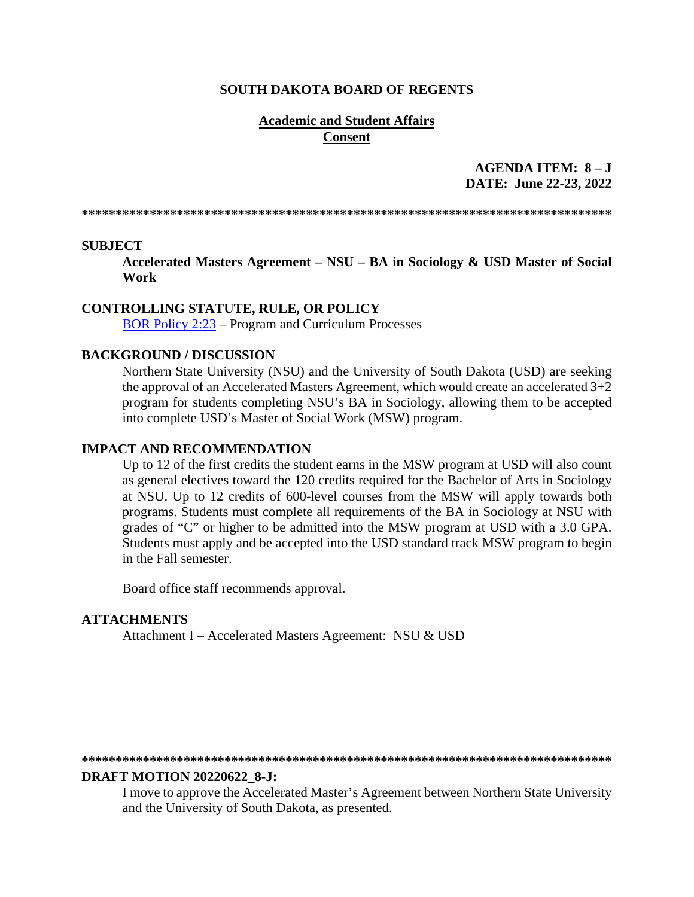**SOUTH DAKOTA BOARD OF REGENTS**

**Academic and Student Affairs**
**Consent**

**AGENDA ITEM: 8 – J**
**DATE: June 22-23, 2022**

**\*\*\*\*\*\*\*\*\*\*\*\*\*\*\*\*\*\*\*\*\*\*\*\*\*\*\*\*\*\*\*\*\*\*\*\*\*\*\*\*\*\*\*\*\*\*\*\*\*\*\*\*\*\*\*\*\*\*\*\*\*\*\*\*\*\*\*\*\*\*\*\*\*\*\*\*\*\*\*\***

**SUBJECT**

**Accelerated Masters Agreement – NSU – BA in Sociology & USD Master of Social Work**

**CONTROLLING STATUTE, RULE, OR POLICY**

[BOR Policy 2:23](BOR Policy 2:23) – Program and Curriculum Processes

**BACKGROUND / DISCUSSION**

Northern State University (NSU) and the University of South Dakota (USD) are seeking the approval of an Accelerated Masters Agreement, which would create an accelerated 3+2 program for students completing NSU's BA in Sociology, allowing them to be accepted into complete USD's Master of Social Work (MSW) program.

**IMPACT AND RECOMMENDATION**

Up to 12 of the first credits the student earns in the MSW program at USD will also count as general electives toward the 120 credits required for the Bachelor of Arts in Sociology at NSU. Up to 12 credits of 600-level courses from the MSW will apply towards both programs. Students must complete all requirements of the BA in Sociology at NSU with grades of "C" or higher to be admitted into the MSW program at USD with a 3.0 GPA. Students must apply and be accepted into the USD standard track MSW program to begin in the Fall semester.

Board office staff recommends approval.

**ATTACHMENTS**

Attachment I – Accelerated Masters Agreement: NSU & USD

**\*\*\*\*\*\*\*\*\*\*\*\*\*\*\*\*\*\*\*\*\*\*\*\*\*\*\*\*\*\*\*\*\*\*\*\*\*\*\*\*\*\*\*\*\*\*\*\*\*\*\*\*\*\*\*\*\*\*\*\*\*\*\*\*\*\*\*\*\*\*\*\*\*\*\*\*\*\*\*\***

**DRAFT MOTION 20220622_8-J:**

I move to approve the Accelerated Master's Agreement between Northern State University and the University of South Dakota, as presented.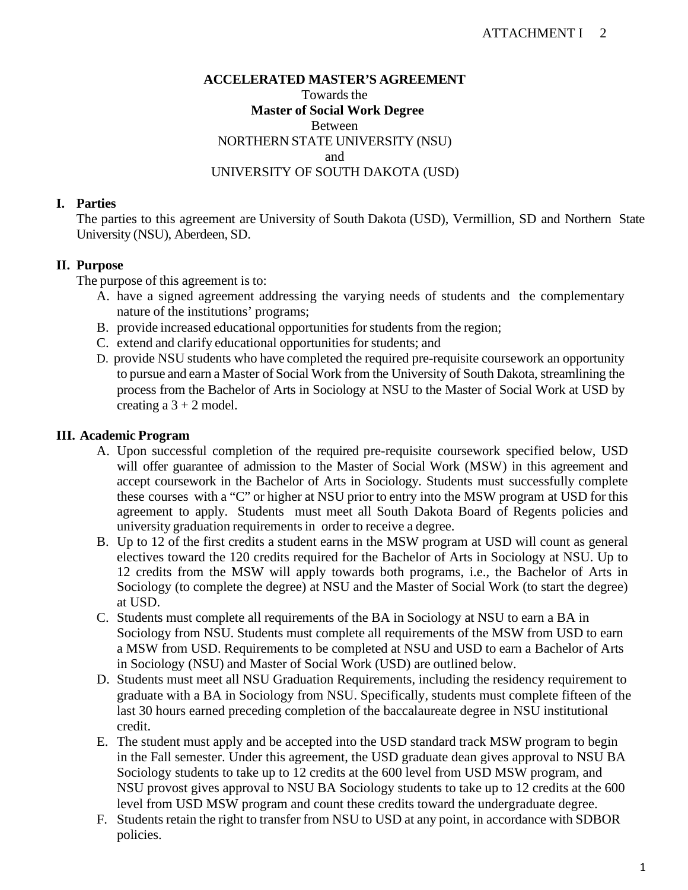**ACCELERATED MASTER'S AGREEMENT**
Towards the
**Master of Social Work Degree**
Between
NORTHERN STATE UNIVERSITY (NSU)
and
UNIVERSITY OF SOUTH DAKOTA (USD)

## I. Parties

The parties to this agreement are University of South Dakota (USD), Vermillion, SD and Northern State University (NSU), Aberdeen, SD.

## II. Purpose

The purpose of this agreement is to:

A. have a signed agreement addressing the varying needs of students and the complementary nature of the institutions' programs;
B. provide increased educational opportunities for students from the region;
C. extend and clarify educational opportunities for students; and
D. provide NSU students who have completed the required pre-requisite coursework an opportunity to pursue and earn a Master of Social Work from the University of South Dakota, streamlining the process from the Bachelor of Arts in Sociology at NSU to the Master of Social Work at USD by creating a 3 + 2 model.

## III. Academic Program

A. Upon successful completion of the required pre-requisite coursework specified below, USD will offer guarantee of admission to the Master of Social Work (MSW) in this agreement and accept coursework in the Bachelor of Arts in Sociology. Students must successfully complete these courses with a "C" or higher at NSU prior to entry into the MSW program at USD for this agreement to apply. Students must meet all South Dakota Board of Regents policies and university graduation requirements in order to receive a degree.
B. Up to 12 of the first credits a student earns in the MSW program at USD will count as general electives toward the 120 credits required for the Bachelor of Arts in Sociology at NSU. Up to 12 credits from the MSW will apply towards both programs, i.e., the Bachelor of Arts in Sociology (to complete the degree) at NSU and the Master of Social Work (to start the degree) at USD.
C. Students must complete all requirements of the BA in Sociology at NSU to earn a BA in Sociology from NSU. Students must complete all requirements of the MSW from USD to earn a MSW from USD. Requirements to be completed at NSU and USD to earn a Bachelor of Arts in Sociology (NSU) and Master of Social Work (USD) are outlined below.
D. Students must meet all NSU Graduation Requirements, including the residency requirement to graduate with a BA in Sociology from NSU. Specifically, students must complete fifteen of the last 30 hours earned preceding completion of the baccalaureate degree in NSU institutional credit.
E. The student must apply and be accepted into the USD standard track MSW program to begin in the Fall semester. Under this agreement, the USD graduate dean gives approval to NSU BA Sociology students to take up to 12 credits at the 600 level from USD MSW program, and NSU provost gives approval to NSU BA Sociology students to take up to 12 credits at the 600 level from USD MSW program and count these credits toward the undergraduate degree.
F. Students retain the right to transfer from NSU to USD at any point, in accordance with SDBOR policies.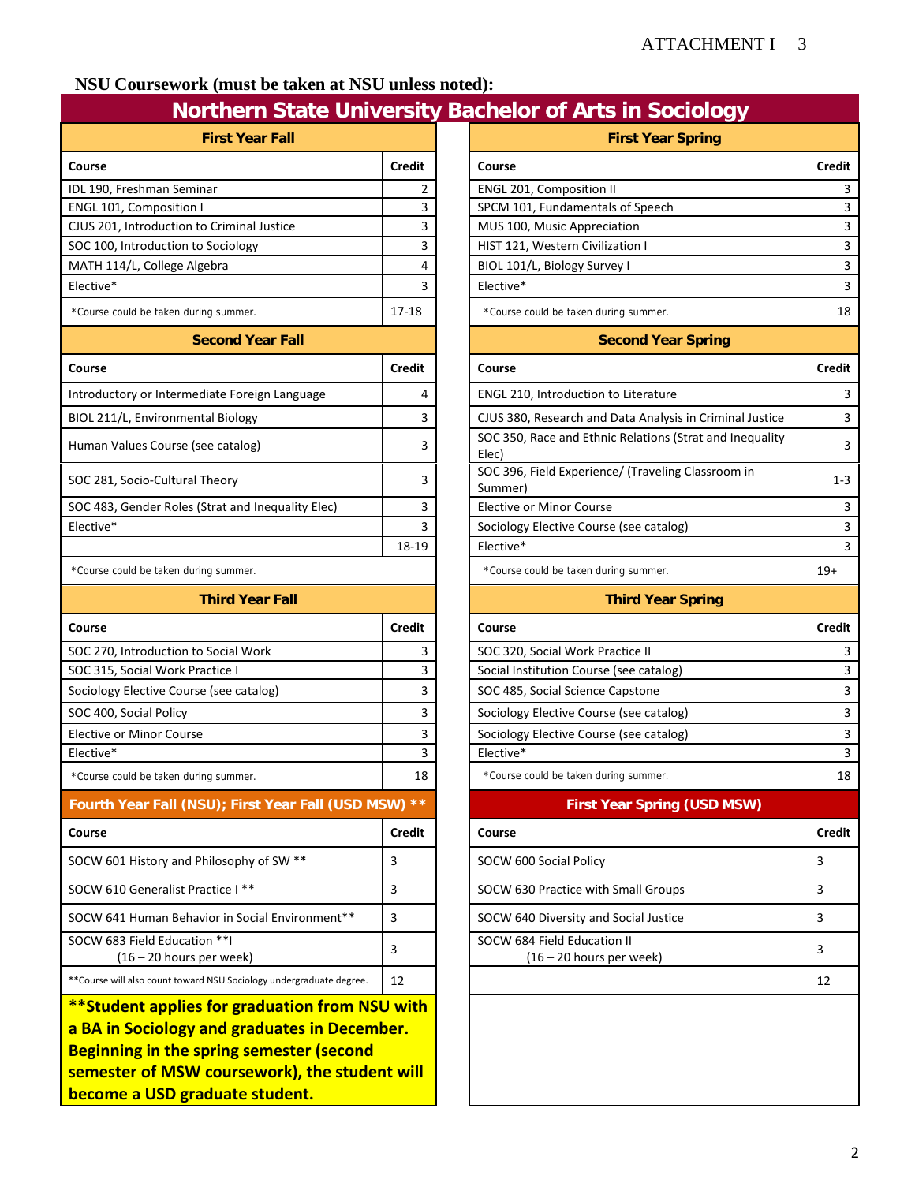**NSU Coursework (must be taken at NSU unless noted):**

## Northern State University Bachelor of Arts in Sociology

### First Year Fall

| Course | Credit |
|---|---|
| IDL 190, Freshman Seminar | 2 |
| ENGL 101, Composition I | 3 |
| CJUS 201, Introduction to Criminal Justice | 3 |
| SOC 100, Introduction to Sociology | 3 |
| MATH 114/L, College Algebra | 4 |
| Elective* | 3 |
| *Course could be taken during summer. | 17-18 |

### First Year Spring

| Course | Credit |
|---|---|
| ENGL 201, Composition II | 3 |
| SPCM 101, Fundamentals of Speech | 3 |
| MUS 100, Music Appreciation | 3 |
| HIST 121, Western Civilization I | 3 |
| BIOL 101/L, Biology Survey I | 3 |
| Elective* | 3 |
| *Course could be taken during summer. | 18 |

### Second Year Fall

| Course | Credit |
|---|---|
| Introductory or Intermediate Foreign Language | 4 |
| BIOL 211/L, Environmental Biology | 3 |
| Human Values Course (see catalog) | 3 |
| SOC 281, Socio-Cultural Theory | 3 |
| SOC 483, Gender Roles (Strat and Inequality Elec) | 3 |
| Elective* | 3 |
| | 18-19 |
| *Course could be taken during summer. | |

### Second Year Spring

| Course | Credit |
|---|---|
| ENGL 210, Introduction to Literature | 3 |
| CJUS 380, Research and Data Analysis in Criminal Justice | 3 |
| SOC 350, Race and Ethnic Relations (Strat and Inequality Elec) | 3 |
| SOC 396, Field Experience/ (Traveling Classroom in Summer) | 1-3 |
| Elective or Minor Course | 3 |
| Sociology Elective Course (see catalog) | 3 |
| Elective* | 3 |
| *Course could be taken during summer. | 19+ |

### Third Year Fall

| Course | Credit |
|---|---|
| SOC 270, Introduction to Social Work | 3 |
| SOC 315, Social Work Practice I | 3 |
| Sociology Elective Course (see catalog) | 3 |
| SOC 400, Social Policy | 3 |
| Elective or Minor Course | 3 |
| Elective* | 3 |
| *Course could be taken during summer. | 18 |

### Third Year Spring

| Course | Credit |
|---|---|
| SOC 320, Social Work Practice II | 3 |
| Social Institution Course (see catalog) | 3 |
| SOC 485, Social Science Capstone | 3 |
| Sociology Elective Course (see catalog) | 3 |
| Sociology Elective Course (see catalog) | 3 |
| Elective* | 3 |
| *Course could be taken during summer. | 18 |

### Fourth Year Fall (NSU); First Year Fall (USD MSW) **

| Course | Credit |
|---|---|
| SOCW 601 History and Philosophy of SW ** | 3 |
| SOCW 610 Generalist Practice I ** | 3 |
| SOCW 641 Human Behavior in Social Environment** | 3 |
| SOCW 683 Field Education **I (16 – 20 hours per week) | 3 |
| **Course will also count toward NSU Sociology undergraduate degree. | 12 |

**\*\*Student applies for graduation from NSU with a BA in Sociology and graduates in December. Beginning in the spring semester (second semester of MSW coursework), the student will become a USD graduate student.**

### First Year Spring (USD MSW)

| Course | Credit |
|---|---|
| SOCW 600 Social Policy | 3 |
| SOCW 630 Practice with Small Groups | 3 |
| SOCW 640 Diversity and Social Justice | 3 |
| SOCW 684 Field Education II (16 – 20 hours per week) | 3 |
| | 12 |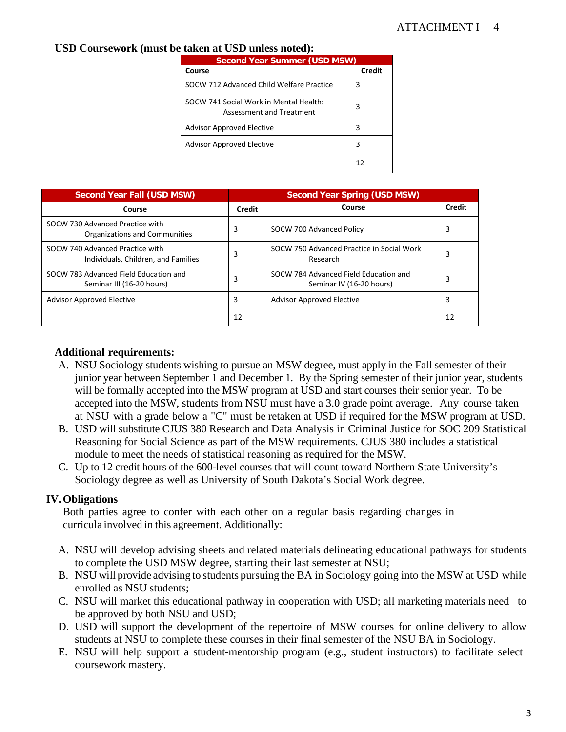**USD Coursework (must be taken at USD unless noted):**

| Second Year Summer (USD MSW) | |
|---|---|
| Course | Credit |
| SOCW 712 Advanced Child Welfare Practice | 3 |
| SOCW 741 Social Work in Mental Health: Assessment and Treatment | 3 |
| Advisor Approved Elective | 3 |
| Advisor Approved Elective | 3 |
| | 12 |

| Second Year Fall (USD MSW) | | Second Year Spring (USD MSW) | |
|---|---|---|---|
| Course | Credit | Course | Credit |
| SOCW 730 Advanced Practice with Organizations and Communities | 3 | SOCW 700 Advanced Policy | 3 |
| SOCW 740 Advanced Practice with Individuals, Children, and Families | 3 | SOCW 750 Advanced Practice in Social Work Research | 3 |
| SOCW 783 Advanced Field Education and Seminar III (16-20 hours) | 3 | SOCW 784 Advanced Field Education and Seminar IV (16-20 hours) | 3 |
| Advisor Approved Elective | 3 | Advisor Approved Elective | 3 |
| | 12 | | 12 |

**Additional requirements:**

A. NSU Sociology students wishing to pursue an MSW degree, must apply in the Fall semester of their junior year between September 1 and December 1. By the Spring semester of their junior year, students will be formally accepted into the MSW program at USD and start courses their senior year. To be accepted into the MSW, students from NSU must have a 3.0 grade point average. Any course taken at NSU with a grade below a "C" must be retaken at USD if required for the MSW program at USD.

B. USD will substitute CJUS 380 Research and Data Analysis in Criminal Justice for SOC 209 Statistical Reasoning for Social Science as part of the MSW requirements. CJUS 380 includes a statistical module to meet the needs of statistical reasoning as required for the MSW.

C. Up to 12 credit hours of the 600-level courses that will count toward Northern State University's Sociology degree as well as University of South Dakota's Social Work degree.

## IV. Obligations

Both parties agree to confer with each other on a regular basis regarding changes in curricula involved in this agreement. Additionally:

A. NSU will develop advising sheets and related materials delineating educational pathways for students to complete the USD MSW degree, starting their last semester at NSU;

B. NSU will provide advising to students pursuing the BA in Sociology going into the MSW at USD while enrolled as NSU students;

C. NSU will market this educational pathway in cooperation with USD; all marketing materials need to be approved by both NSU and USD;

D. USD will support the development of the repertoire of MSW courses for online delivery to allow students at NSU to complete these courses in their final semester of the NSU BA in Sociology.

E. NSU will help support a student-mentorship program (e.g., student instructors) to facilitate select coursework mastery.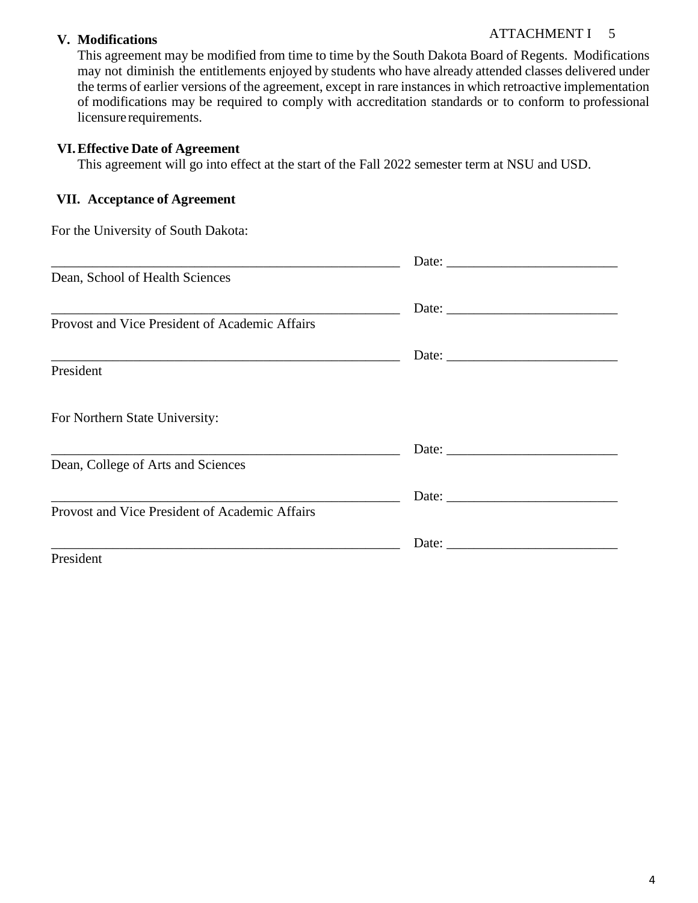### V. Modifications

This agreement may be modified from time to time by the South Dakota Board of Regents. Modifications may not diminish the entitlements enjoyed by students who have already attended classes delivered under the terms of earlier versions of the agreement, except in rare instances in which retroactive implementation of modifications may be required to comply with accreditation standards or to conform to professional licensure requirements.

### VI. Effective Date of Agreement

This agreement will go into effect at the start of the Fall 2022 semester term at NSU and USD.

### VII. Acceptance of Agreement

For the University of South Dakota:

_____________________________________________________ Date: _________________________
Dean, School of Health Sciences

_____________________________________________________ Date: _________________________
Provost and Vice President of Academic Affairs

_____________________________________________________ Date: _________________________
President

For Northern State University:

_____________________________________________________ Date: _________________________
Dean, College of Arts and Sciences

_____________________________________________________ Date: _________________________
Provost and Vice President of Academic Affairs

_____________________________________________________ Date: _________________________
President